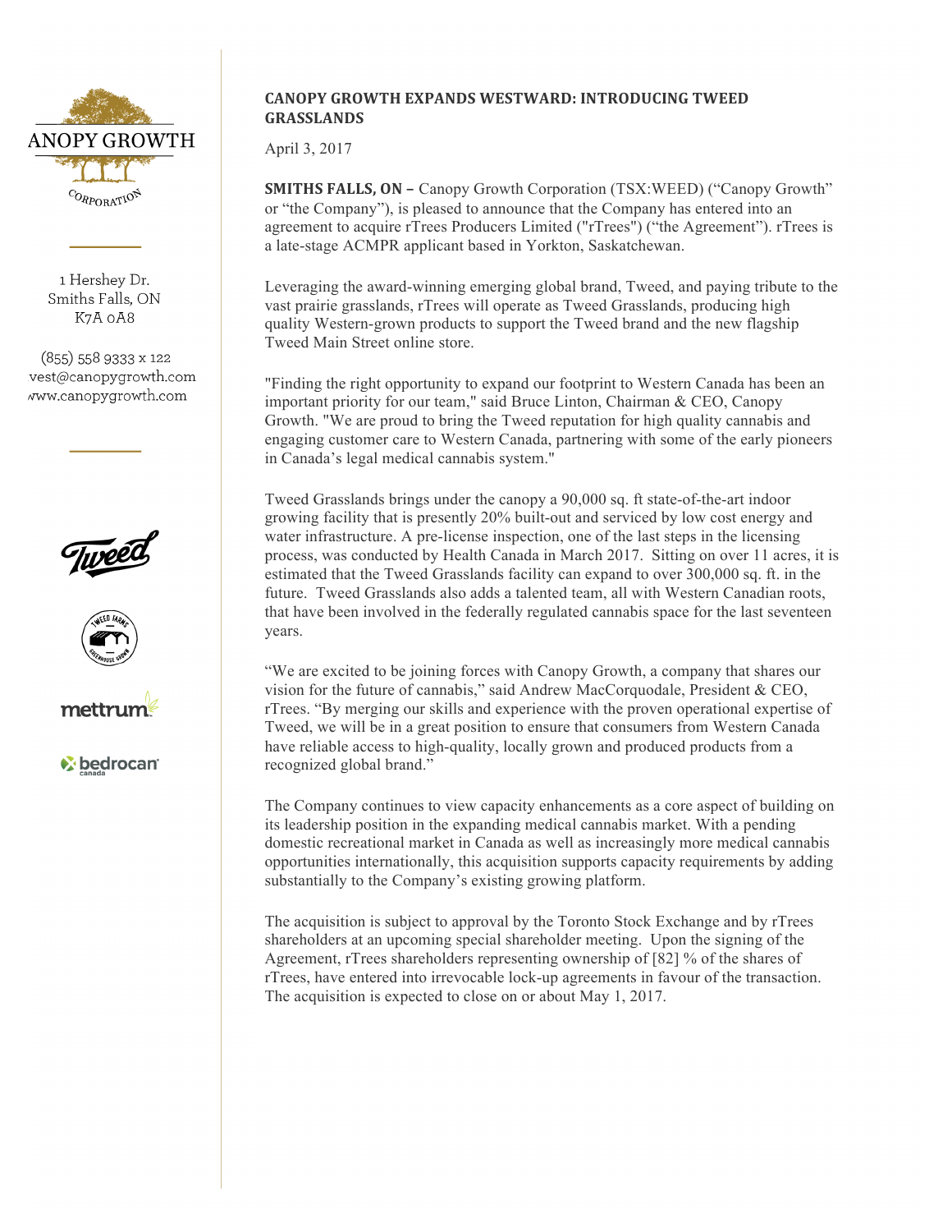CANOPY GROWTH CORPORATION

1 Hershey Dr.
Smiths Falls, ON
K7A 0A8

(855) 558 9333 x 122
invest@canopygrowth.com
www.canopygrowth.com

## CANOPY GROWTH EXPANDS WESTWARD: INTRODUCING TWEED GRASSLANDS

April 3, 2017

**SMITHS FALLS, ON –** Canopy Growth Corporation (TSX:WEED) ("Canopy Growth" or "the Company"), is pleased to announce that the Company has entered into an agreement to acquire rTrees Producers Limited ("rTrees") ("the Agreement"). rTrees is a late-stage ACMPR applicant based in Yorkton, Saskatchewan.

Leveraging the award-winning emerging global brand, Tweed, and paying tribute to the vast prairie grasslands, rTrees will operate as Tweed Grasslands, producing high quality Western-grown products to support the Tweed brand and the new flagship Tweed Main Street online store.

"Finding the right opportunity to expand our footprint to Western Canada has been an important priority for our team," said Bruce Linton, Chairman & CEO, Canopy Growth. "We are proud to bring the Tweed reputation for high quality cannabis and engaging customer care to Western Canada, partnering with some of the early pioneers in Canada's legal medical cannabis system."

Tweed Grasslands brings under the canopy a 90,000 sq. ft state-of-the-art indoor growing facility that is presently 20% built-out and serviced by low cost energy and water infrastructure. A pre-license inspection, one of the last steps in the licensing process, was conducted by Health Canada in March 2017. Sitting on over 11 acres, it is estimated that the Tweed Grasslands facility can expand to over 300,000 sq. ft. in the future. Tweed Grasslands also adds a talented team, all with Western Canadian roots, that have been involved in the federally regulated cannabis space for the last seventeen years.

"We are excited to be joining forces with Canopy Growth, a company that shares our vision for the future of cannabis," said Andrew MacCorquodale, President & CEO, rTrees. "By merging our skills and experience with the proven operational expertise of Tweed, we will be in a great position to ensure that consumers from Western Canada have reliable access to high-quality, locally grown and produced products from a recognized global brand."

The Company continues to view capacity enhancements as a core aspect of building on its leadership position in the expanding medical cannabis market. With a pending domestic recreational market in Canada as well as increasingly more medical cannabis opportunities internationally, this acquisition supports capacity requirements by adding substantially to the Company's existing growing platform.

The acquisition is subject to approval by the Toronto Stock Exchange and by rTrees shareholders at an upcoming special shareholder meeting. Upon the signing of the Agreement, rTrees shareholders representing ownership of [82] % of the shares of rTrees, have entered into irrevocable lock-up agreements in favour of the transaction. The acquisition is expected to close on or about May 1, 2017.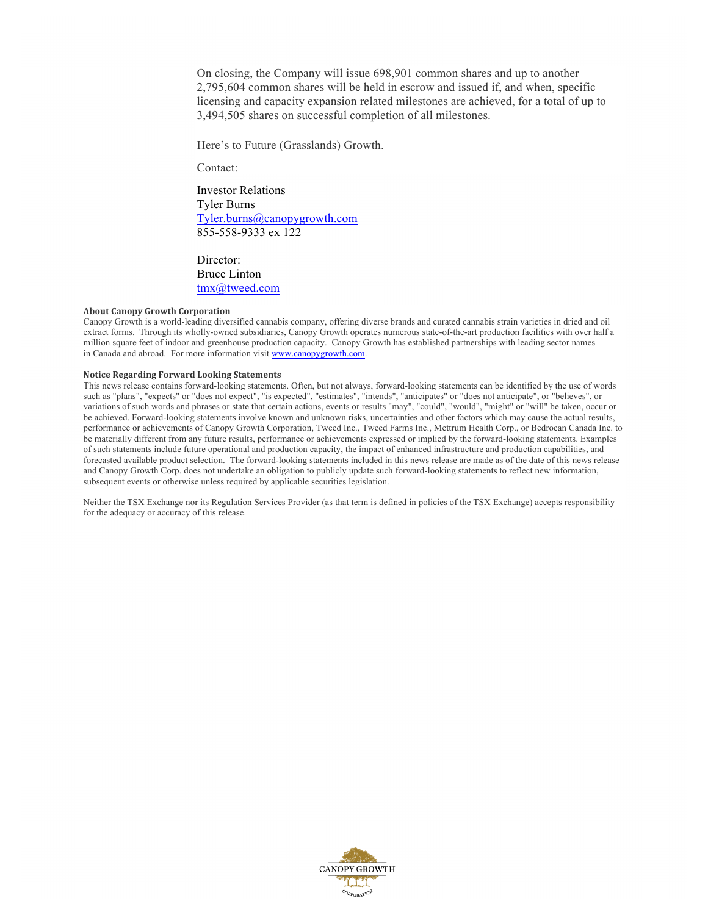On closing, the Company will issue 698,901 common shares and up to another 2,795,604 common shares will be held in escrow and issued if, and when, specific licensing and capacity expansion related milestones are achieved, for a total of up to 3,494,505 shares on successful completion of all milestones.

Here's to Future (Grasslands) Growth.

Contact:

Investor Relations
Tyler Burns
Tyler.burns@canopygrowth.com
855-558-9333 ex 122

Director:
Bruce Linton
tmx@tweed.com

**About Canopy Growth Corporation**
Canopy Growth is a world-leading diversified cannabis company, offering diverse brands and curated cannabis strain varieties in dried and oil extract forms. Through its wholly-owned subsidiaries, Canopy Growth operates numerous state-of-the-art production facilities with over half a million square feet of indoor and greenhouse production capacity. Canopy Growth has established partnerships with leading sector names in Canada and abroad. For more information visit www.canopygrowth.com.

**Notice Regarding Forward Looking Statements**
This news release contains forward-looking statements. Often, but not always, forward-looking statements can be identified by the use of words such as "plans", "expects" or "does not expect", "is expected", "estimates", "intends", "anticipates" or "does not anticipate", or "believes", or variations of such words and phrases or state that certain actions, events or results "may", "could", "would", "might" or "will" be taken, occur or be achieved. Forward-looking statements involve known and unknown risks, uncertainties and other factors which may cause the actual results, performance or achievements of Canopy Growth Corporation, Tweed Inc., Tweed Farms Inc., Mettrum Health Corp., or Bedrocan Canada Inc. to be materially different from any future results, performance or achievements expressed or implied by the forward-looking statements. Examples of such statements include future operational and production capacity, the impact of enhanced infrastructure and production capabilities, and forecasted available product selection. The forward-looking statements included in this news release are made as of the date of this news release and Canopy Growth Corp. does not undertake an obligation to publicly update such forward-looking statements to reflect new information, subsequent events or otherwise unless required by applicable securities legislation.

Neither the TSX Exchange nor its Regulation Services Provider (as that term is defined in policies of the TSX Exchange) accepts responsibility for the adequacy or accuracy of this release.